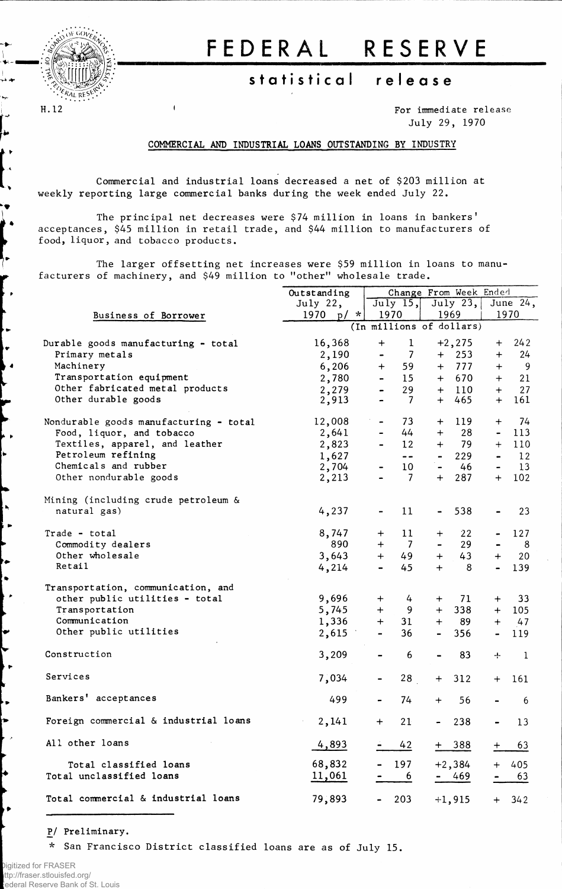# FEDERAL RESERVE

## statistical release

H.12

For immediate release
July 29, 1970

### COMMERCIAL AND INDUSTRIAL LOANS OUTSTANDING BY INDUSTRY

Commercial and industrial loans decreased a net of $203 million at weekly reporting large commercial banks during the week ended July 22.

The principal net decreases were $74 million in loans in bankers' acceptances, $45 million in retail trade, and $44 million to manufacturers of food, liquor, and tobacco products.

The larger offsetting net increases were $59 million in loans to manufacturers of machinery, and $49 million to "other" wholesale trade.

| Business of Borrower | Outstanding July 22, 1970 p/ * | Change From Week Ended July 15, 1970 | July 23, 1969 | June 24, 1970 |
|---|---|---|---|---|
| | (In millions of dollars) | | | |
| Durable goods manufacturing - total | 16,368 | + 1 | +2,275 | + 242 |
| Primary metals | 2,190 | - 7 | + 253 | + 24 |
| Machinery | 6,206 | + 59 | + 777 | + 9 |
| Transportation equipment | 2,780 | - 15 | + 670 | + 21 |
| Other fabricated metal products | 2,279 | - 29 | + 110 | + 27 |
| Other durable goods | 2,913 | - 7 | + 465 | + 161 |
| Nondurable goods manufacturing - total | 12,008 | - 73 | + 119 | + 74 |
| Food, liquor, and tobacco | 2,641 | - 44 | + 28 | - 113 |
| Textiles, apparel, and leather | 2,823 | - 12 | + 79 | + 110 |
| Petroleum refining | 1,627 | -- | - 229 | - 12 |
| Chemicals and rubber | 2,704 | - 10 | - 46 | - 13 |
| Other nondurable goods | 2,213 | - 7 | + 287 | + 102 |
| Mining (including crude petroleum & natural gas) | 4,237 | - 11 | - 538 | - 23 |
| Trade - total | 8,747 | + 11 | + 22 | - 127 |
| Commodity dealers | 890 | + 7 | - 29 | - 8 |
| Other wholesale | 3,643 | + 49 | + 43 | + 20 |
| Retail | 4,214 | - 45 | + 8 | - 139 |
| Transportation, communication, and other public utilities - total | 9,696 | + 4 | + 71 | + 33 |
| Transportation | 5,745 | + 9 | + 338 | + 105 |
| Communication | 1,336 | + 31 | + 89 | + 47 |
| Other public utilities | 2,615 | - 36 | - 356 | - 119 |
| Construction | 3,209 | - 6 | - 83 | + 1 |
| Services | 7,034 | - 28 | + 312 | + 161 |
| Bankers' acceptances | 499 | - 74 | + 56 | - 6 |
| Foreign commercial & industrial loans | 2,141 | + 21 | - 238 | - 13 |
| All other loans | 4,893 | - 42 | + 388 | + 63 |
| Total classified loans | 68,832 | - 197 | +2,384 | + 405 |
| Total unclassified loans | 11,061 | - 6 | - 469 | - 63 |
| Total commercial & industrial loans | 79,893 | - 203 | +1,915 | + 342 |

P/ Preliminary.

* San Francisco District classified loans are as of July 15.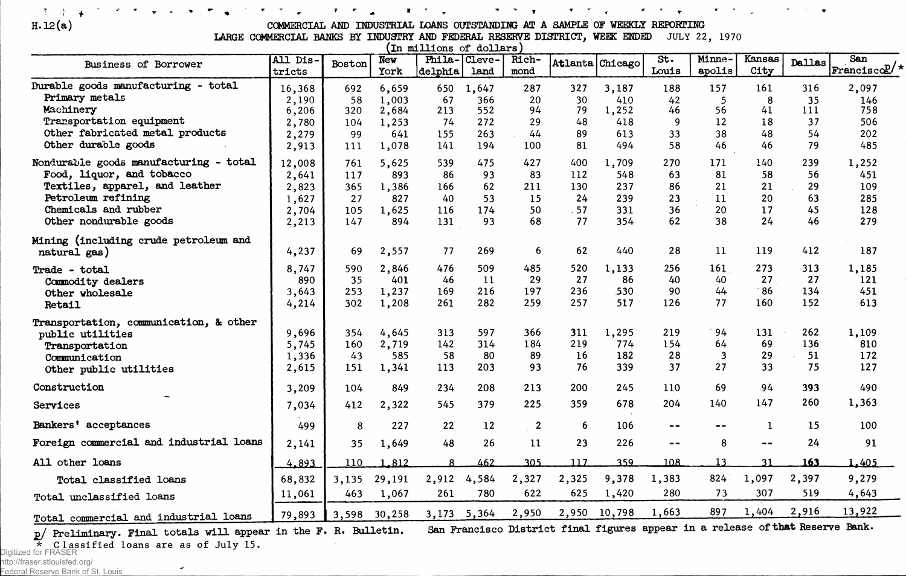H.12(a)

# COMMERCIAL AND INDUSTRIAL LOANS OUTSTANDING AT A SAMPLE OF WEEKLY REPORTING LARGE COMMERCIAL BANKS BY INDUSTRY AND FEDERAL RESERVE DISTRICT, WEEK ENDED JULY 22, 1970

(In millions of dollars)

| Business of Borrower | All Districts | Boston | New York | Philadelphia | Cleveland | Richmond | Atlanta | Chicago | St. Louis | Minneapolis | Kansas City | Dallas | San Francisco p/ * |
|---|---|---|---|---|---|---|---|---|---|---|---|---|---|
| Durable goods manufacturing - total | 16,368 | 692 | 6,659 | 650 | 1,647 | 287 | 327 | 3,187 | 188 | 157 | 161 | 316 | 2,097 |
| Primary metals | 2,190 | 58 | 1,003 | 67 | 366 | 20 | 30 | 410 | 42 | 5 | 8 | 35 | 146 |
| Machinery | 6,206 | 320 | 2,684 | 213 | 552 | 94 | 79 | 1,252 | 46 | 56 | 41 | 111 | 758 |
| Transportation equipment | 2,780 | 104 | 1,253 | 74 | 272 | 29 | 48 | 418 | 9 | 12 | 18 | 37 | 506 |
| Other fabricated metal products | 2,279 | 99 | 641 | 155 | 263 | 44 | 89 | 613 | 33 | 38 | 48 | 54 | 202 |
| Other durable goods | 2,913 | 111 | 1,078 | 141 | 194 | 100 | 81 | 494 | 58 | 46 | 46 | 79 | 485 |
| Nondurable goods manufacturing - total | 12,008 | 761 | 5,625 | 539 | 475 | 427 | 400 | 1,709 | 270 | 171 | 140 | 239 | 1,252 |
| Food, liquor, and tobacco | 2,641 | 117 | 893 | 86 | 93 | 83 | 112 | 548 | 63 | 81 | 58 | 56 | 451 |
| Textiles, apparel, and leather | 2,823 | 365 | 1,386 | 166 | 62 | 211 | 130 | 237 | 86 | 21 | 21 | 29 | 109 |
| Petroleum refining | 1,627 | 27 | 827 | 40 | 53 | 15 | 24 | 239 | 23 | 11 | 20 | 63 | 285 |
| Chemicals and rubber | 2,704 | 105 | 1,625 | 116 | 174 | 50 | 57 | 331 | 36 | 20 | 17 | 45 | 128 |
| Other nondurable goods | 2,213 | 147 | 894 | 131 | 93 | 68 | 77 | 354 | 62 | 38 | 24 | 46 | 279 |
| Mining (including crude petroleum and natural gas) | 4,237 | 69 | 2,557 | 77 | 269 | 6 | 62 | 440 | 28 | 11 | 119 | 412 | 187 |
| Trade - total | 8,747 | 590 | 2,846 | 476 | 509 | 485 | 520 | 1,133 | 256 | 161 | 273 | 313 | 1,185 |
| Commodity dealers | 890 | 35 | 401 | 46 | 11 | 29 | 27 | 86 | 40 | 40 | 27 | 27 | 121 |
| Other wholesale | 3,643 | 253 | 1,237 | 169 | 216 | 197 | 236 | 530 | 90 | 44 | 86 | 134 | 451 |
| Retail | 4,214 | 302 | 1,208 | 261 | 282 | 259 | 257 | 517 | 126 | 77 | 160 | 152 | 613 |
| Transportation, communication, & other public utilities | 9,696 | 354 | 4,645 | 313 | 597 | 366 | 311 | 1,295 | 219 | 94 | 131 | 262 | 1,109 |
| Transportation | 5,745 | 160 | 2,719 | 142 | 314 | 184 | 219 | 774 | 154 | 64 | 69 | 136 | 810 |
| Communication | 1,336 | 43 | 585 | 58 | 80 | 89 | 16 | 182 | 28 | 3 | 29 | 51 | 172 |
| Other public utilities | 2,615 | 151 | 1,341 | 113 | 203 | 93 | 76 | 339 | 37 | 27 | 33 | 75 | 127 |
| Construction | 3,209 | 104 | 849 | 234 | 208 | 213 | 200 | 245 | 110 | 69 | 94 | 393 | 490 |
| Services | 7,034 | 412 | 2,322 | 545 | 379 | 225 | 359 | 678 | 204 | 140 | 147 | 260 | 1,363 |
| Bankers' acceptances | 499 | 8 | 227 | 22 | 12 | 2 | 6 | 106 | -- | -- | 1 | 15 | 100 |
| Foreign commercial and industrial loans | 2,141 | 35 | 1,649 | 48 | 26 | 11 | 23 | 226 | -- | 8 | -- | 24 | 91 |
| All other loans | 4,893 | 110 | 1,812 | 8 | 462 | 305 | 117 | 359 | 108 | 13 | 31 | 163 | 1,405 |
| Total classified loans | 68,832 | 3,135 | 29,191 | 2,912 | 4,584 | 2,327 | 2,325 | 9,378 | 1,383 | 824 | 1,097 | 2,397 | 9,279 |
| Total unclassified loans | 11,061 | 463 | 1,067 | 261 | 780 | 622 | 625 | 1,420 | 280 | 73 | 307 | 519 | 4,643 |
| Total commercial and industrial loans | 79,893 | 3,598 | 30,258 | 3,173 | 5,364 | 2,950 | 2,950 | 10,798 | 1,663 | 897 | 1,404 | 2,916 | 13,922 |

p/ Preliminary. Final totals will appear in the F. R. Bulletin. San Francisco District final figures appear in a release of that Reserve Bank.

\* Classified loans are as of July 15.